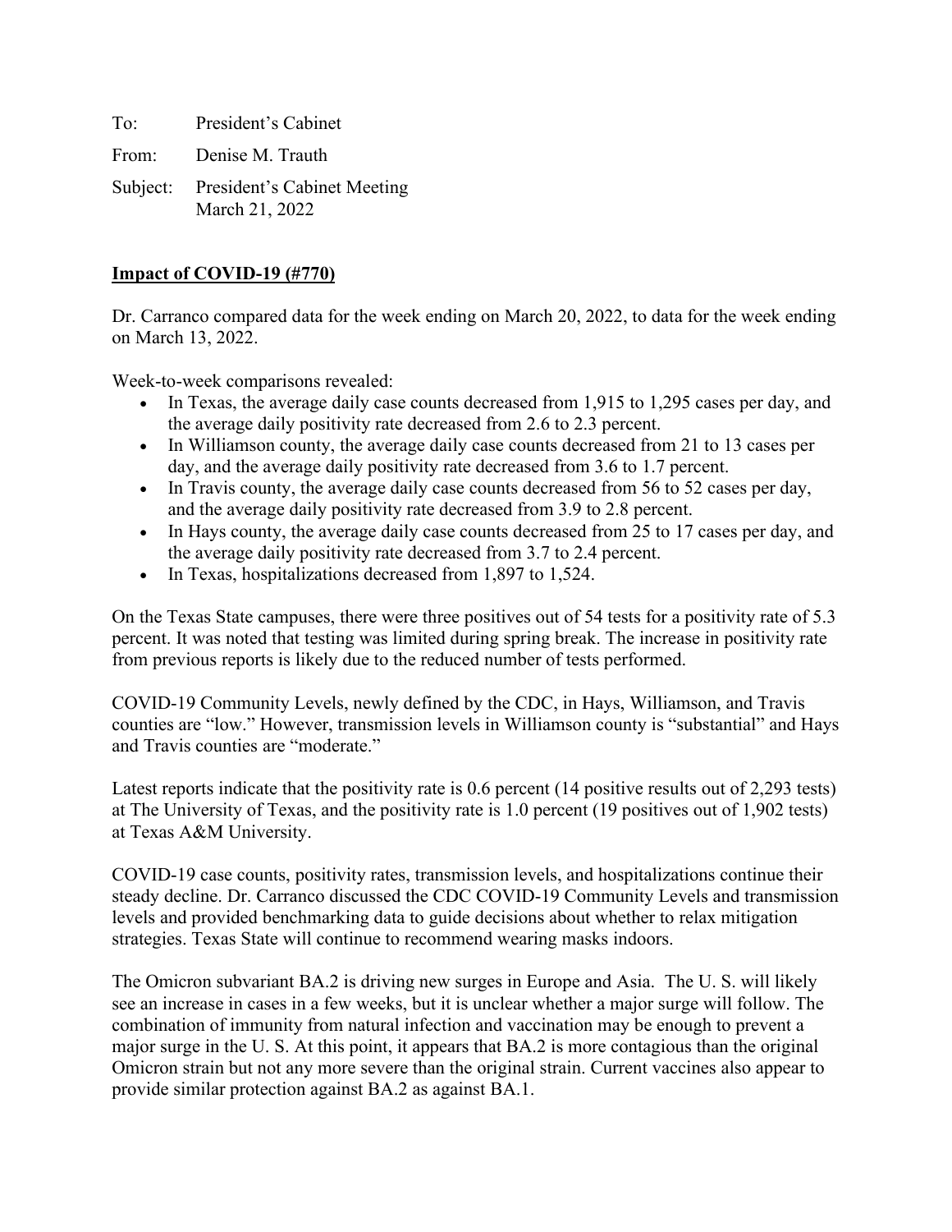To: President's Cabinet

From: Denise M. Trauth

Subject: President's Cabinet Meeting
March 21, 2022

**Impact of COVID-19 (#770)**

Dr. Carranco compared data for the week ending on March 20, 2022, to data for the week ending on March 13, 2022.

Week-to-week comparisons revealed:

- In Texas, the average daily case counts decreased from 1,915 to 1,295 cases per day, and the average daily positivity rate decreased from 2.6 to 2.3 percent.
- In Williamson county, the average daily case counts decreased from 21 to 13 cases per day, and the average daily positivity rate decreased from 3.6 to 1.7 percent.
- In Travis county, the average daily case counts decreased from 56 to 52 cases per day, and the average daily positivity rate decreased from 3.9 to 2.8 percent.
- In Hays county, the average daily case counts decreased from 25 to 17 cases per day, and the average daily positivity rate decreased from 3.7 to 2.4 percent.
- In Texas, hospitalizations decreased from 1,897 to 1,524.

On the Texas State campuses, there were three positives out of 54 tests for a positivity rate of 5.3 percent. It was noted that testing was limited during spring break. The increase in positivity rate from previous reports is likely due to the reduced number of tests performed.

COVID-19 Community Levels, newly defined by the CDC, in Hays, Williamson, and Travis counties are "low." However, transmission levels in Williamson county is "substantial" and Hays and Travis counties are "moderate."

Latest reports indicate that the positivity rate is 0.6 percent (14 positive results out of 2,293 tests) at The University of Texas, and the positivity rate is 1.0 percent (19 positives out of 1,902 tests) at Texas A&M University.

COVID-19 case counts, positivity rates, transmission levels, and hospitalizations continue their steady decline. Dr. Carranco discussed the CDC COVID-19 Community Levels and transmission levels and provided benchmarking data to guide decisions about whether to relax mitigation strategies. Texas State will continue to recommend wearing masks indoors.

The Omicron subvariant BA.2 is driving new surges in Europe and Asia. The U. S. will likely see an increase in cases in a few weeks, but it is unclear whether a major surge will follow. The combination of immunity from natural infection and vaccination may be enough to prevent a major surge in the U. S. At this point, it appears that BA.2 is more contagious than the original Omicron strain but not any more severe than the original strain. Current vaccines also appear to provide similar protection against BA.2 as against BA.1.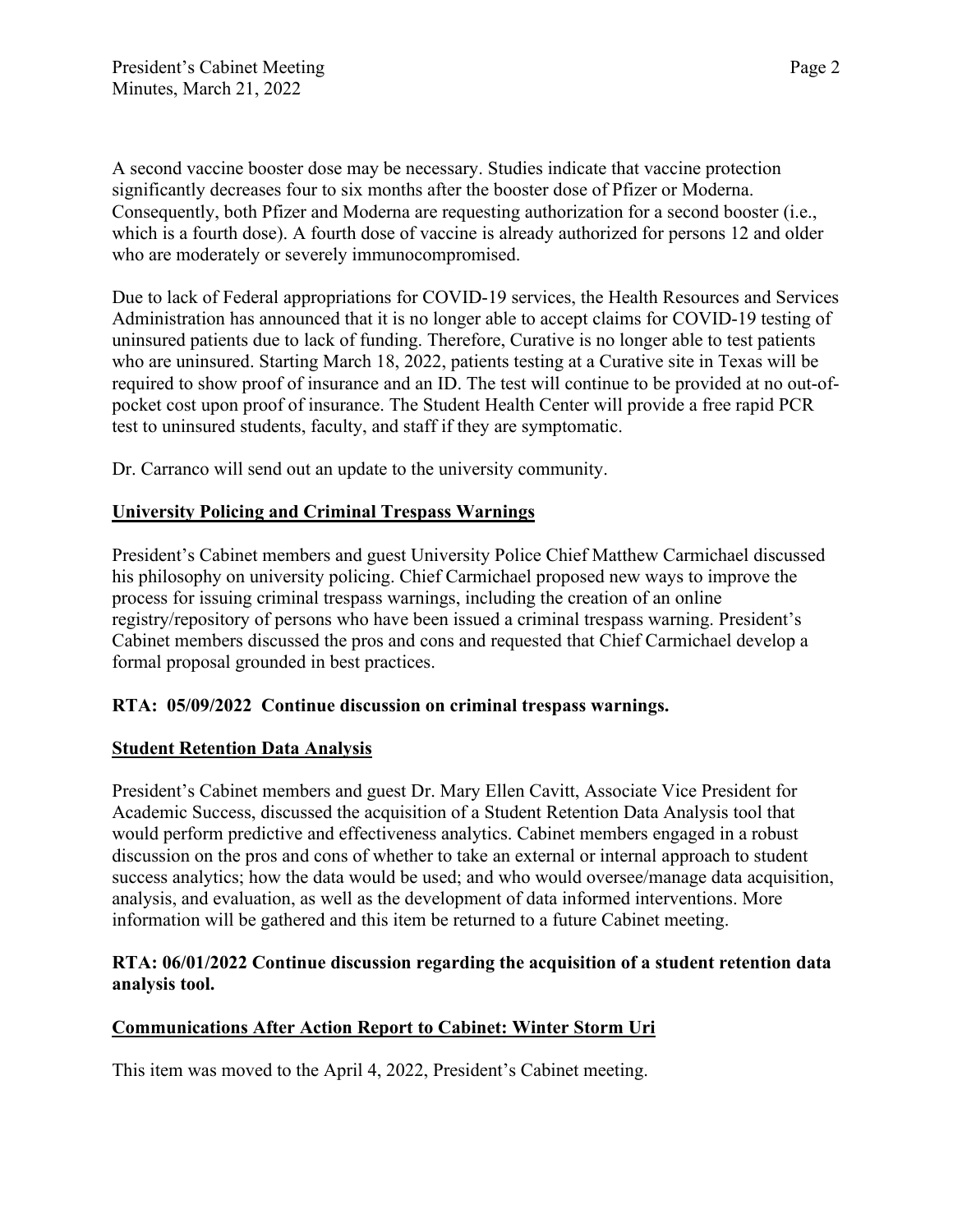A second vaccine booster dose may be necessary. Studies indicate that vaccine protection significantly decreases four to six months after the booster dose of Pfizer or Moderna. Consequently, both Pfizer and Moderna are requesting authorization for a second booster (i.e., which is a fourth dose). A fourth dose of vaccine is already authorized for persons 12 and older who are moderately or severely immunocompromised.

Due to lack of Federal appropriations for COVID-19 services, the Health Resources and Services Administration has announced that it is no longer able to accept claims for COVID-19 testing of uninsured patients due to lack of funding. Therefore, Curative is no longer able to test patients who are uninsured. Starting March 18, 2022, patients testing at a Curative site in Texas will be required to show proof of insurance and an ID. The test will continue to be provided at no out-of-pocket cost upon proof of insurance. The Student Health Center will provide a free rapid PCR test to uninsured students, faculty, and staff if they are symptomatic.

Dr. Carranco will send out an update to the university community.

## University Policing and Criminal Trespass Warnings

President's Cabinet members and guest University Police Chief Matthew Carmichael discussed his philosophy on university policing. Chief Carmichael proposed new ways to improve the process for issuing criminal trespass warnings, including the creation of an online registry/repository of persons who have been issued a criminal trespass warning. President's Cabinet members discussed the pros and cons and requested that Chief Carmichael develop a formal proposal grounded in best practices.

**RTA: 05/09/2022 Continue discussion on criminal trespass warnings.**

## Student Retention Data Analysis

President's Cabinet members and guest Dr. Mary Ellen Cavitt, Associate Vice President for Academic Success, discussed the acquisition of a Student Retention Data Analysis tool that would perform predictive and effectiveness analytics. Cabinet members engaged in a robust discussion on the pros and cons of whether to take an external or internal approach to student success analytics; how the data would be used; and who would oversee/manage data acquisition, analysis, and evaluation, as well as the development of data informed interventions. More information will be gathered and this item be returned to a future Cabinet meeting.

**RTA: 06/01/2022 Continue discussion regarding the acquisition of a student retention data analysis tool.**

## Communications After Action Report to Cabinet: Winter Storm Uri

This item was moved to the April 4, 2022, President's Cabinet meeting.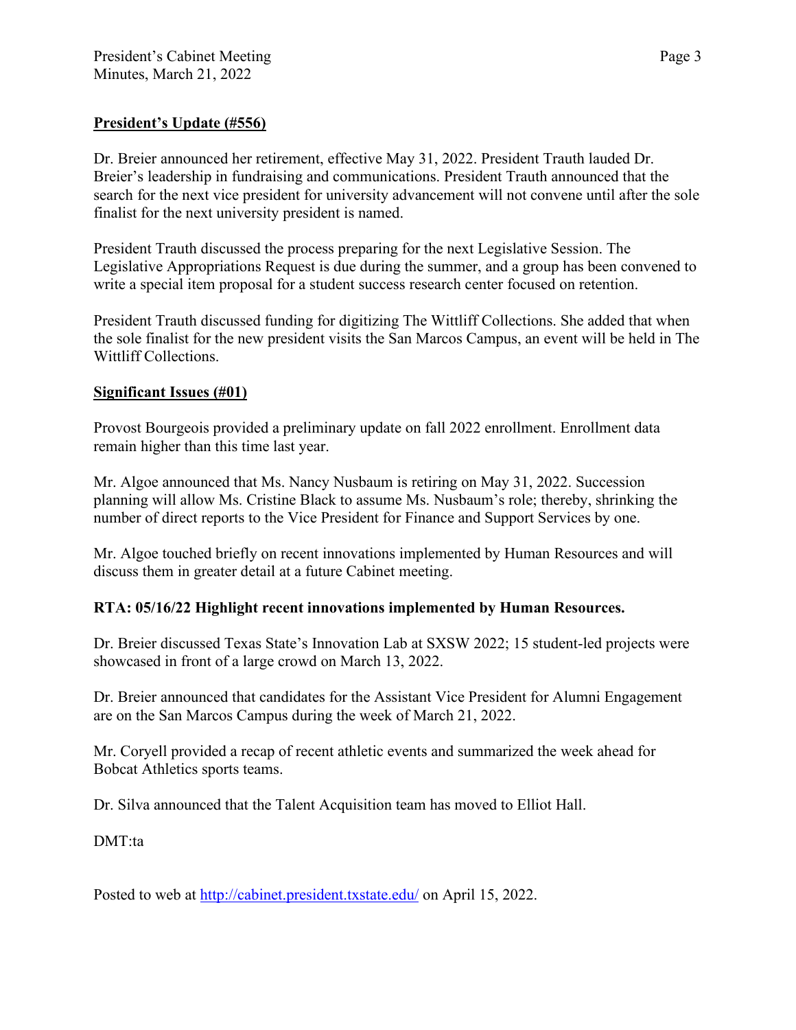**President's Update (#556)**

Dr. Breier announced her retirement, effective May 31, 2022. President Trauth lauded Dr. Breier's leadership in fundraising and communications. President Trauth announced that the search for the next vice president for university advancement will not convene until after the sole finalist for the next university president is named.

President Trauth discussed the process preparing for the next Legislative Session. The Legislative Appropriations Request is due during the summer, and a group has been convened to write a special item proposal for a student success research center focused on retention.

President Trauth discussed funding for digitizing The Wittliff Collections. She added that when the sole finalist for the new president visits the San Marcos Campus, an event will be held in The Wittliff Collections.

**Significant Issues (#01)**

Provost Bourgeois provided a preliminary update on fall 2022 enrollment. Enrollment data remain higher than this time last year.

Mr. Algoe announced that Ms. Nancy Nusbaum is retiring on May 31, 2022. Succession planning will allow Ms. Cristine Black to assume Ms. Nusbaum's role; thereby, shrinking the number of direct reports to the Vice President for Finance and Support Services by one.

Mr. Algoe touched briefly on recent innovations implemented by Human Resources and will discuss them in greater detail at a future Cabinet meeting.

**RTA: 05/16/22 Highlight recent innovations implemented by Human Resources.**

Dr. Breier discussed Texas State's Innovation Lab at SXSW 2022; 15 student-led projects were showcased in front of a large crowd on March 13, 2022.

Dr. Breier announced that candidates for the Assistant Vice President for Alumni Engagement are on the San Marcos Campus during the week of March 21, 2022.

Mr. Coryell provided a recap of recent athletic events and summarized the week ahead for Bobcat Athletics sports teams.

Dr. Silva announced that the Talent Acquisition team has moved to Elliot Hall.

DMT:ta

Posted to web at http://cabinet.president.txstate.edu/ on April 15, 2022.